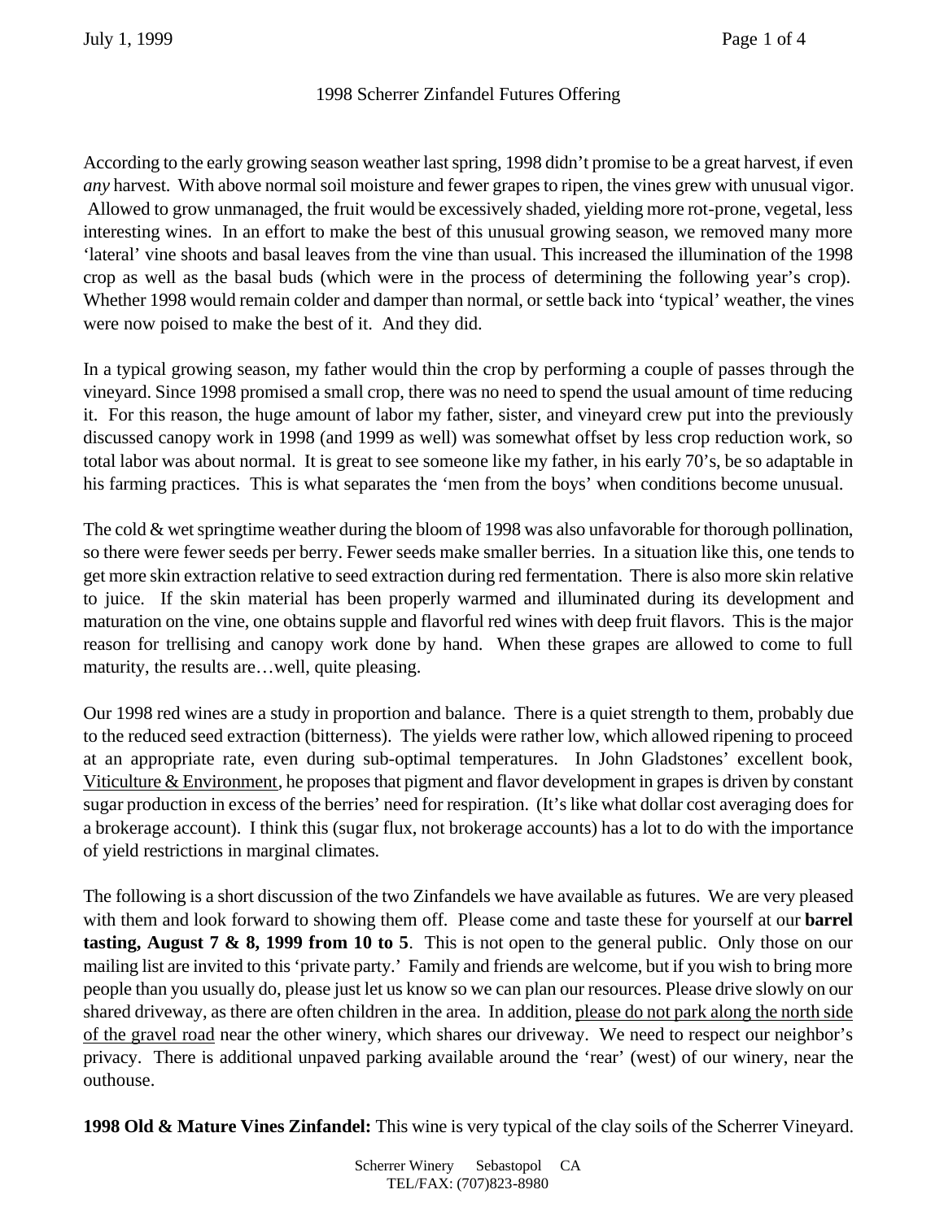# 1998 Scherrer Zinfandel Futures Offering

According to the early growing season weather last spring, 1998 didn't promise to be a great harvest, if even *any* harvest. With above normal soil moisture and fewer grapes to ripen, the vines grew with unusual vigor. Allowed to grow unmanaged, the fruit would be excessively shaded, yielding more rot-prone, vegetal, less interesting wines. In an effort to make the best of this unusual growing season, we removed many more 'lateral' vine shoots and basal leaves from the vine than usual. This increased the illumination of the 1998 crop as well as the basal buds (which were in the process of determining the following year's crop). Whether 1998 would remain colder and damper than normal, or settle back into 'typical' weather, the vines were now poised to make the best of it. And they did.

In a typical growing season, my father would thin the crop by performing a couple of passes through the vineyard. Since 1998 promised a small crop, there was no need to spend the usual amount of time reducing it. For this reason, the huge amount of labor my father, sister, and vineyard crew put into the previously discussed canopy work in 1998 (and 1999 as well) was somewhat offset by less crop reduction work, so total labor was about normal. It is great to see someone like my father, in his early 70's, be so adaptable in his farming practices. This is what separates the 'men from the boys' when conditions become unusual.

The cold & wet springtime weather during the bloom of 1998 was also unfavorable for thorough pollination, so there were fewer seeds per berry. Fewer seeds make smaller berries. In a situation like this, one tends to get more skin extraction relative to seed extraction during red fermentation. There is also more skin relative to juice. If the skin material has been properly warmed and illuminated during its development and maturation on the vine, one obtains supple and flavorful red wines with deep fruit flavors. This is the major reason for trellising and canopy work done by hand. When these grapes are allowed to come to full maturity, the results are…well, quite pleasing.

Our 1998 red wines are a study in proportion and balance. There is a quiet strength to them, probably due to the reduced seed extraction (bitterness). The yields were rather low, which allowed ripening to proceed at an appropriate rate, even during sub-optimal temperatures. In John Gladstones' excellent book, <u>Viticulture & Environment</u>, he proposes that pigment and flavor development in grapes is driven by constant sugar production in excess of the berries' need for respiration. (It's like what dollar cost averaging does for a brokerage account). I think this (sugar flux, not brokerage accounts) has a lot to do with the importance of yield restrictions in marginal climates.

The following is a short discussion of the two Zinfandels we have available as futures. We are very pleased with them and look forward to showing them off. Please come and taste these for yourself at our **barrel tasting, August 7 & 8, 1999 from 10 to 5**. This is not open to the general public. Only those on our mailing list are invited to this 'private party.' Family and friends are welcome, but if you wish to bring more people than you usually do, please just let us know so we can plan our resources. Please drive slowly on our shared driveway, as there are often children in the area. In addition, <u>please do not park along the north side of the gravel road</u> near the other winery, which shares our driveway. We need to respect our neighbor's privacy. There is additional unpaved parking available around the 'rear' (west) of our winery, near the outhouse.

**1998 Old & Mature Vines Zinfandel:** This wine is very typical of the clay soils of the Scherrer Vineyard.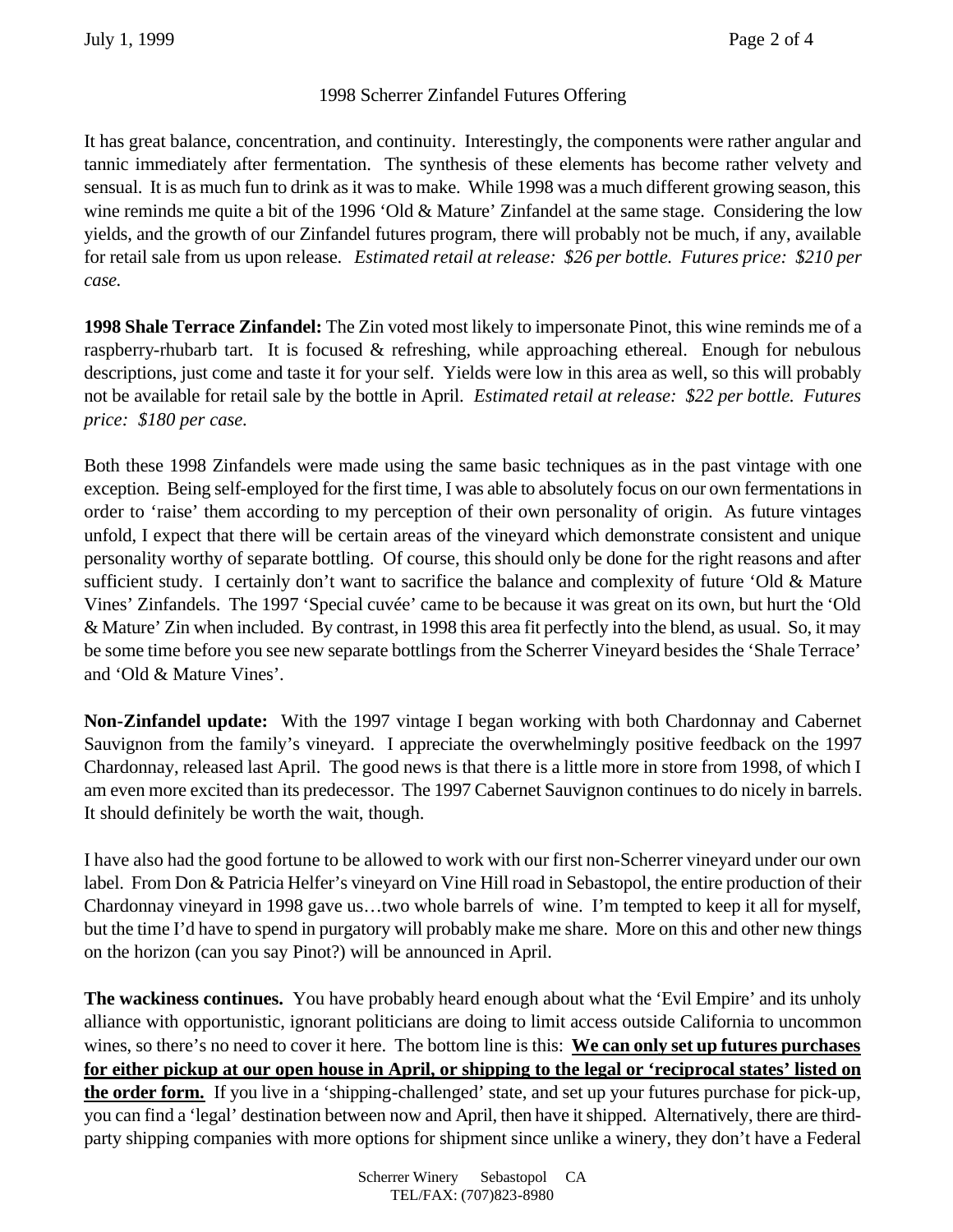1998 Scherrer Zinfandel Futures Offering

It has great balance, concentration, and continuity. Interestingly, the components were rather angular and tannic immediately after fermentation. The synthesis of these elements has become rather velvety and sensual. It is as much fun to drink as it was to make. While 1998 was a much different growing season, this wine reminds me quite a bit of the 1996 'Old & Mature' Zinfandel at the same stage. Considering the low yields, and the growth of our Zinfandel futures program, there will probably not be much, if any, available for retail sale from us upon release. *Estimated retail at release: $26 per bottle. Futures price: $210 per case.*

**1998 Shale Terrace Zinfandel:** The Zin voted most likely to impersonate Pinot, this wine reminds me of a raspberry-rhubarb tart. It is focused & refreshing, while approaching ethereal. Enough for nebulous descriptions, just come and taste it for your self. Yields were low in this area as well, so this will probably not be available for retail sale by the bottle in April. *Estimated retail at release: $22 per bottle. Futures price: $180 per case.*

Both these 1998 Zinfandels were made using the same basic techniques as in the past vintage with one exception. Being self-employed for the first time, I was able to absolutely focus on our own fermentations in order to 'raise' them according to my perception of their own personality of origin. As future vintages unfold, I expect that there will be certain areas of the vineyard which demonstrate consistent and unique personality worthy of separate bottling. Of course, this should only be done for the right reasons and after sufficient study. I certainly don't want to sacrifice the balance and complexity of future 'Old & Mature Vines' Zinfandels. The 1997 'Special cuvée' came to be because it was great on its own, but hurt the 'Old & Mature' Zin when included. By contrast, in 1998 this area fit perfectly into the blend, as usual. So, it may be some time before you see new separate bottlings from the Scherrer Vineyard besides the 'Shale Terrace' and 'Old & Mature Vines'.

**Non-Zinfandel update:** With the 1997 vintage I began working with both Chardonnay and Cabernet Sauvignon from the family's vineyard. I appreciate the overwhelmingly positive feedback on the 1997 Chardonnay, released last April. The good news is that there is a little more in store from 1998, of which I am even more excited than its predecessor. The 1997 Cabernet Sauvignon continues to do nicely in barrels. It should definitely be worth the wait, though.

I have also had the good fortune to be allowed to work with our first non-Scherrer vineyard under our own label. From Don & Patricia Helfer's vineyard on Vine Hill road in Sebastopol, the entire production of their Chardonnay vineyard in 1998 gave us…two whole barrels of wine. I'm tempted to keep it all for myself, but the time I'd have to spend in purgatory will probably make me share. More on this and other new things on the horizon (can you say Pinot?) will be announced in April.

**The wackiness continues.** You have probably heard enough about what the 'Evil Empire' and its unholy alliance with opportunistic, ignorant politicians are doing to limit access outside California to uncommon wines, so there's no need to cover it here. The bottom line is this: **<u>We can only set up futures purchases for either pickup at our open house in April, or shipping to the legal or 'reciprocal states' listed on the order form.</u>** If you live in a 'shipping-challenged' state, and set up your futures purchase for pick-up, you can find a 'legal' destination between now and April, then have it shipped. Alternatively, there are third-party shipping companies with more options for shipment since unlike a winery, they don't have a Federal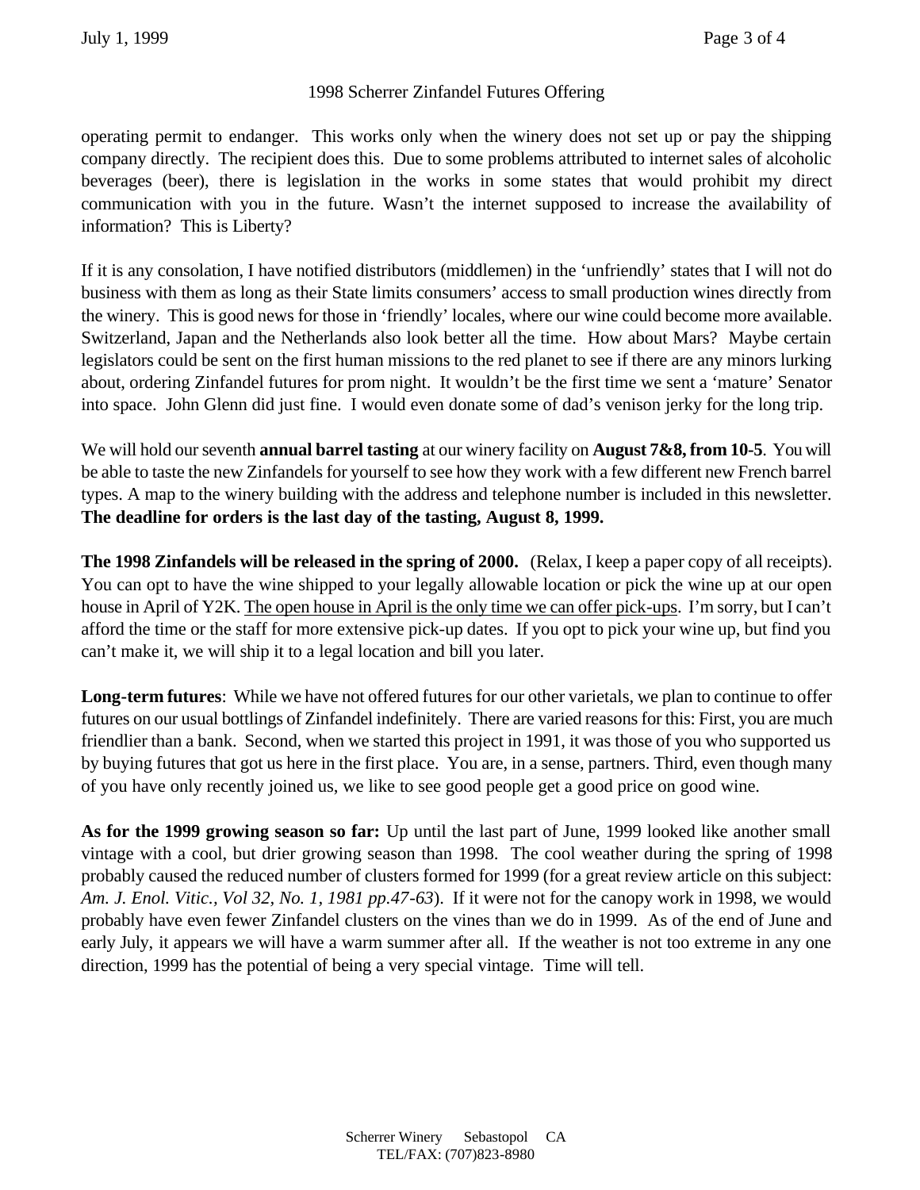operating permit to endanger. This works only when the winery does not set up or pay the shipping company directly. The recipient does this. Due to some problems attributed to internet sales of alcoholic beverages (beer), there is legislation in the works in some states that would prohibit my direct communication with you in the future. Wasn't the internet supposed to increase the availability of information? This is Liberty?

If it is any consolation, I have notified distributors (middlemen) in the 'unfriendly' states that I will not do business with them as long as their State limits consumers' access to small production wines directly from the winery. This is good news for those in 'friendly' locales, where our wine could become more available. Switzerland, Japan and the Netherlands also look better all the time. How about Mars? Maybe certain legislators could be sent on the first human missions to the red planet to see if there are any minors lurking about, ordering Zinfandel futures for prom night. It wouldn't be the first time we sent a 'mature' Senator into space. John Glenn did just fine. I would even donate some of dad's venison jerky for the long trip.

We will hold our seventh **annual barrel tasting** at our winery facility on **August 7&8, from 10-5**. You will be able to taste the new Zinfandels for yourself to see how they work with a few different new French barrel types. A map to the winery building with the address and telephone number is included in this newsletter. **The deadline for orders is the last day of the tasting, August 8, 1999.**

**The 1998 Zinfandels will be released in the spring of 2000.** (Relax, I keep a paper copy of all receipts). You can opt to have the wine shipped to your legally allowable location or pick the wine up at our open house in April of Y2K. The open house in April is the only time we can offer pick-ups. I'm sorry, but I can't afford the time or the staff for more extensive pick-up dates. If you opt to pick your wine up, but find you can't make it, we will ship it to a legal location and bill you later.

**Long-term futures**: While we have not offered futures for our other varietals, we plan to continue to offer futures on our usual bottlings of Zinfandel indefinitely. There are varied reasons for this: First, you are much friendlier than a bank. Second, when we started this project in 1991, it was those of you who supported us by buying futures that got us here in the first place. You are, in a sense, partners. Third, even though many of you have only recently joined us, we like to see good people get a good price on good wine.

**As for the 1999 growing season so far:** Up until the last part of June, 1999 looked like another small vintage with a cool, but drier growing season than 1998. The cool weather during the spring of 1998 probably caused the reduced number of clusters formed for 1999 (for a great review article on this subject: *Am. J. Enol. Vitic., Vol 32, No. 1, 1981 pp.47-63*). If it were not for the canopy work in 1998, we would probably have even fewer Zinfandel clusters on the vines than we do in 1999. As of the end of June and early July, it appears we will have a warm summer after all. If the weather is not too extreme in any one direction, 1999 has the potential of being a very special vintage. Time will tell.